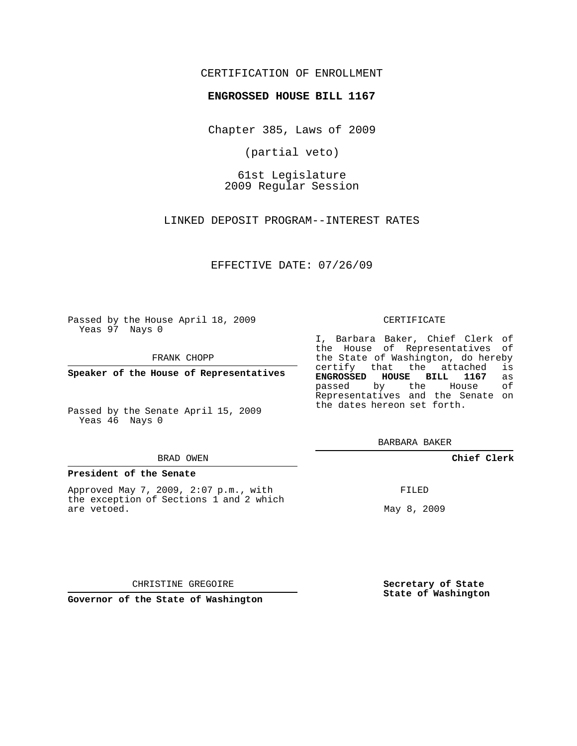CERTIFICATION OF ENROLLMENT

**ENGROSSED HOUSE BILL 1167**

Chapter 385, Laws of 2009

(partial veto)

61st Legislature
2009 Regular Session

LINKED DEPOSIT PROGRAM--INTEREST RATES

EFFECTIVE DATE: 07/26/09

Passed by the House April 18, 2009
Yeas 97 Nays 0

FRANK CHOPP

**Speaker of the House of Representatives**

Passed by the Senate April 15, 2009
Yeas 46 Nays 0

BRAD OWEN

**President of the Senate**

Approved May 7, 2009, 2:07 p.m., with the exception of Sections 1 and 2 which are vetoed.

CHRISTINE GREGOIRE

**Governor of the State of Washington**

CERTIFICATE

I, Barbara Baker, Chief Clerk of the House of Representatives of the State of Washington, do hereby certify that the attached is **ENGROSSED HOUSE BILL 1167** as passed by the House of Representatives and the Senate on the dates hereon set forth.

BARBARA BAKER

**Chief Clerk**

FILED

May 8, 2009

**Secretary of State**
**State of Washington**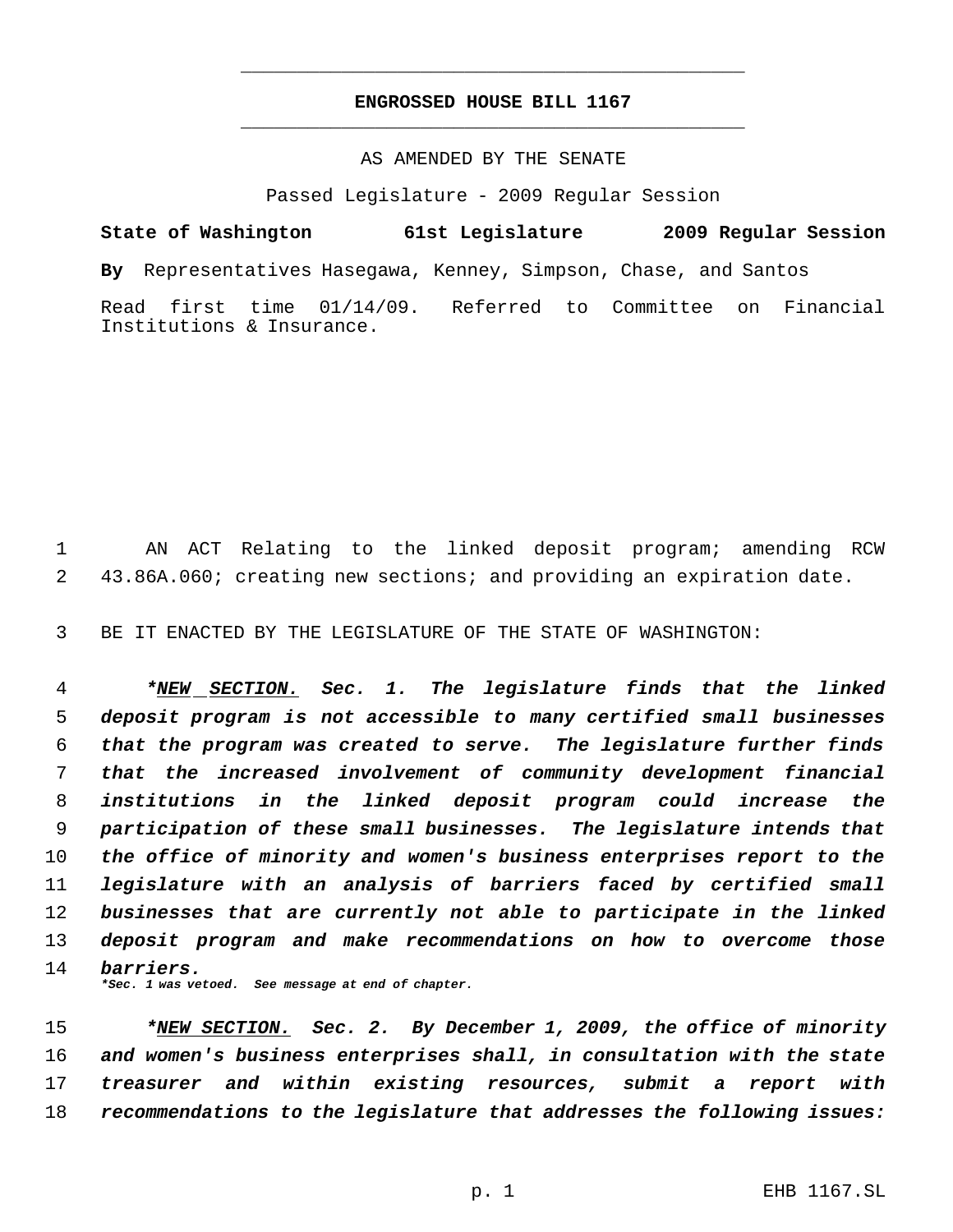# ENGROSSED HOUSE BILL 1167

AS AMENDED BY THE SENATE

Passed Legislature - 2009 Regular Session

**State of Washington 61st Legislature 2009 Regular Session**

**By** Representatives Hasegawa, Kenney, Simpson, Chase, and Santos

Read first time 01/14/09. Referred to Committee on Financial Institutions & Insurance.

AN ACT Relating to the linked deposit program; amending RCW 43.86A.060; creating new sections; and providing an expiration date.

BE IT ENACTED BY THE LEGISLATURE OF THE STATE OF WASHINGTON:

***NEW SECTION. Sec. 1. The legislature finds that the linked deposit program is not accessible to many certified small businesses that the program was created to serve. The legislature further finds that the increased involvement of community development financial institutions in the linked deposit program could increase the participation of these small businesses. The legislature intends that the office of minority and women's business enterprises report to the legislature with an analysis of barriers faced by certified small businesses that are currently not able to participate in the linked deposit program and make recommendations on how to overcome those barriers.***

***\*Sec. 1 was vetoed. See message at end of chapter.***

***NEW SECTION. Sec. 2. By December 1, 2009, the office of minority and women's business enterprises shall, in consultation with the state treasurer and within existing resources, submit a report with recommendations to the legislature that addresses the following issues:***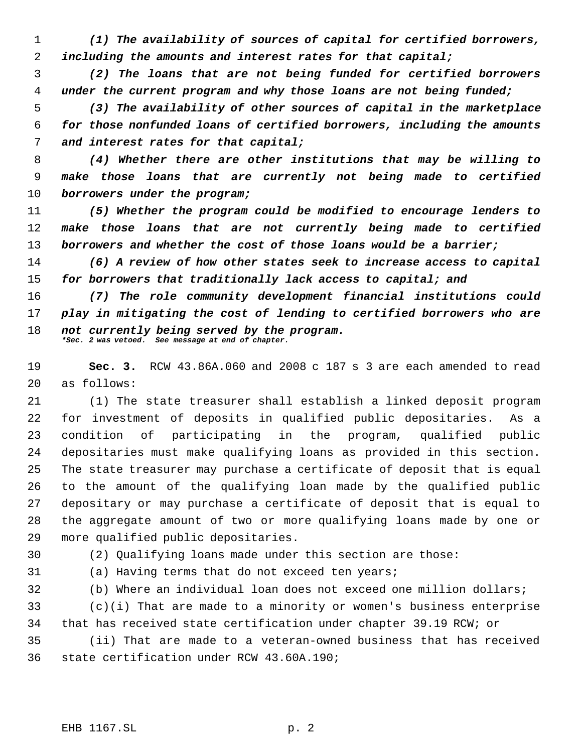*(1) The availability of sources of capital for certified borrowers, including the amounts and interest rates for that capital;*

*(2) The loans that are not being funded for certified borrowers under the current program and why those loans are not being funded;*

*(3) The availability of other sources of capital in the marketplace for those nonfunded loans of certified borrowers, including the amounts and interest rates for that capital;*

*(4) Whether there are other institutions that may be willing to make those loans that are currently not being made to certified borrowers under the program;*

*(5) Whether the program could be modified to encourage lenders to make those loans that are not currently being made to certified borrowers and whether the cost of those loans would be a barrier;*

*(6) A review of how other states seek to increase access to capital for borrowers that traditionally lack access to capital; and*

*(7) The role community development financial institutions could play in mitigating the cost of lending to certified borrowers who are not currently being served by the program.*

*\*Sec. 2 was vetoed. See message at end of chapter.*

**Sec. 3.** RCW 43.86A.060 and 2008 c 187 s 3 are each amended to read as follows:

(1) The state treasurer shall establish a linked deposit program for investment of deposits in qualified public depositaries. As a condition of participating in the program, qualified public depositaries must make qualifying loans as provided in this section. The state treasurer may purchase a certificate of deposit that is equal to the amount of the qualifying loan made by the qualified public depositary or may purchase a certificate of deposit that is equal to the aggregate amount of two or more qualifying loans made by one or more qualified public depositaries.

(2) Qualifying loans made under this section are those:

(a) Having terms that do not exceed ten years;

(b) Where an individual loan does not exceed one million dollars;

(c)(i) That are made to a minority or women's business enterprise that has received state certification under chapter 39.19 RCW; or

(ii) That are made to a veteran-owned business that has received state certification under RCW 43.60A.190;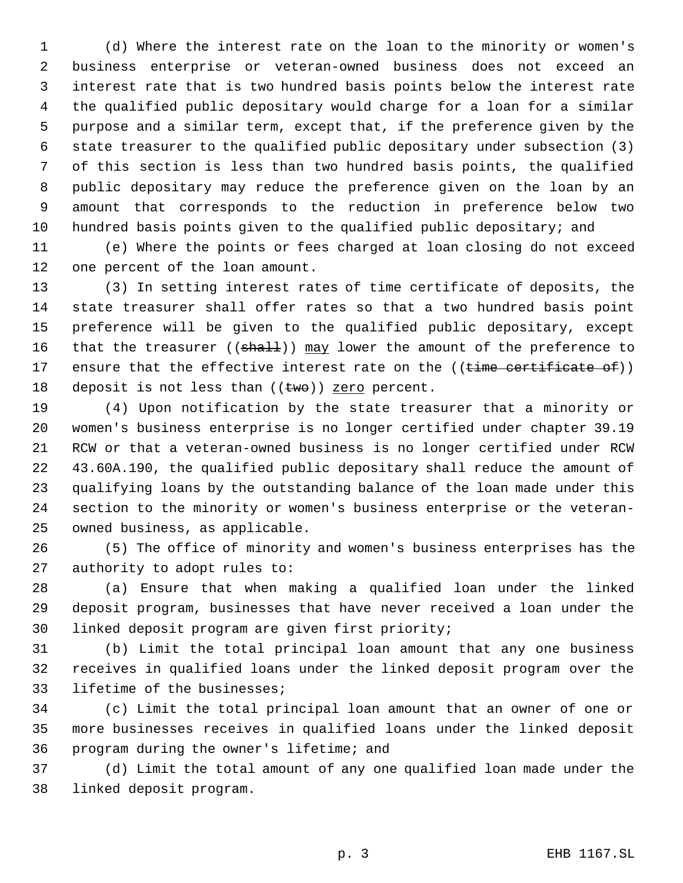(d) Where the interest rate on the loan to the minority or women's business enterprise or veteran-owned business does not exceed an interest rate that is two hundred basis points below the interest rate the qualified public depositary would charge for a loan for a similar purpose and a similar term, except that, if the preference given by the state treasurer to the qualified public depositary under subsection (3) of this section is less than two hundred basis points, the qualified public depositary may reduce the preference given on the loan by an amount that corresponds to the reduction in preference below two hundred basis points given to the qualified public depositary; and

(e) Where the points or fees charged at loan closing do not exceed one percent of the loan amount.

(3) In setting interest rates of time certificate of deposits, the state treasurer shall offer rates so that a two hundred basis point preference will be given to the qualified public depositary, except that the treasurer ((~~shall~~)) <u>may</u> lower the amount of the preference to ensure that the effective interest rate on the ((~~time certificate of~~)) deposit is not less than ((~~two~~)) <u>zero</u> percent.

(4) Upon notification by the state treasurer that a minority or women's business enterprise is no longer certified under chapter 39.19 RCW or that a veteran-owned business is no longer certified under RCW 43.60A.190, the qualified public depositary shall reduce the amount of qualifying loans by the outstanding balance of the loan made under this section to the minority or women's business enterprise or the veteran-owned business, as applicable.

(5) The office of minority and women's business enterprises has the authority to adopt rules to:

(a) Ensure that when making a qualified loan under the linked deposit program, businesses that have never received a loan under the linked deposit program are given first priority;

(b) Limit the total principal loan amount that any one business receives in qualified loans under the linked deposit program over the lifetime of the businesses;

(c) Limit the total principal loan amount that an owner of one or more businesses receives in qualified loans under the linked deposit program during the owner's lifetime; and

(d) Limit the total amount of any one qualified loan made under the linked deposit program.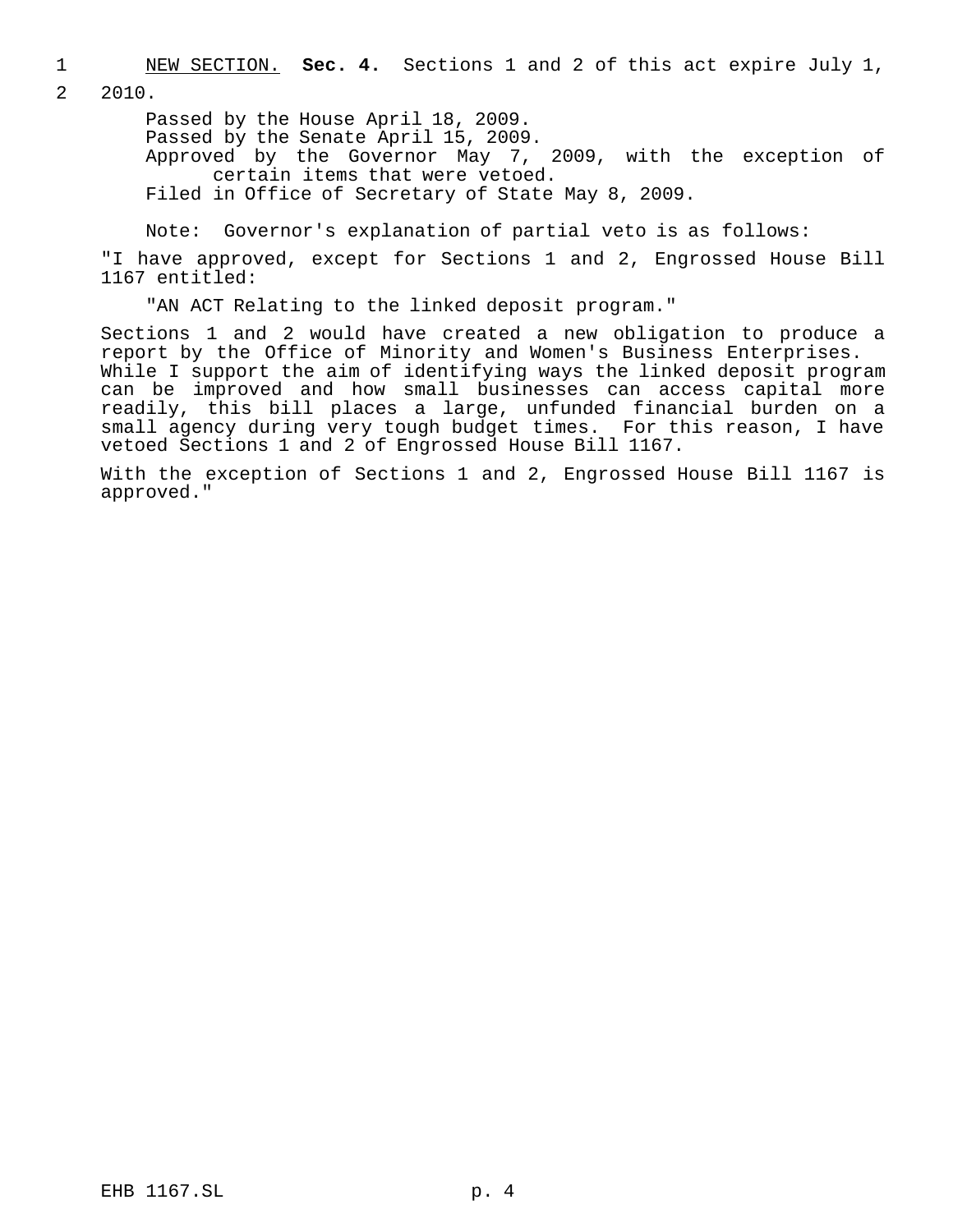NEW SECTION. **Sec. 4.** Sections 1 and 2 of this act expire July 1, 2010.

Passed by the House April 18, 2009.
Passed by the Senate April 15, 2009.
Approved by the Governor May 7, 2009, with the exception of certain items that were vetoed.
Filed in Office of Secretary of State May 8, 2009.

Note: Governor's explanation of partial veto is as follows:

"I have approved, except for Sections 1 and 2, Engrossed House Bill 1167 entitled:

"AN ACT Relating to the linked deposit program."

Sections 1 and 2 would have created a new obligation to produce a report by the Office of Minority and Women's Business Enterprises. While I support the aim of identifying ways the linked deposit program can be improved and how small businesses can access capital more readily, this bill places a large, unfunded financial burden on a small agency during very tough budget times. For this reason, I have vetoed Sections 1 and 2 of Engrossed House Bill 1167.

With the exception of Sections 1 and 2, Engrossed House Bill 1167 is approved."